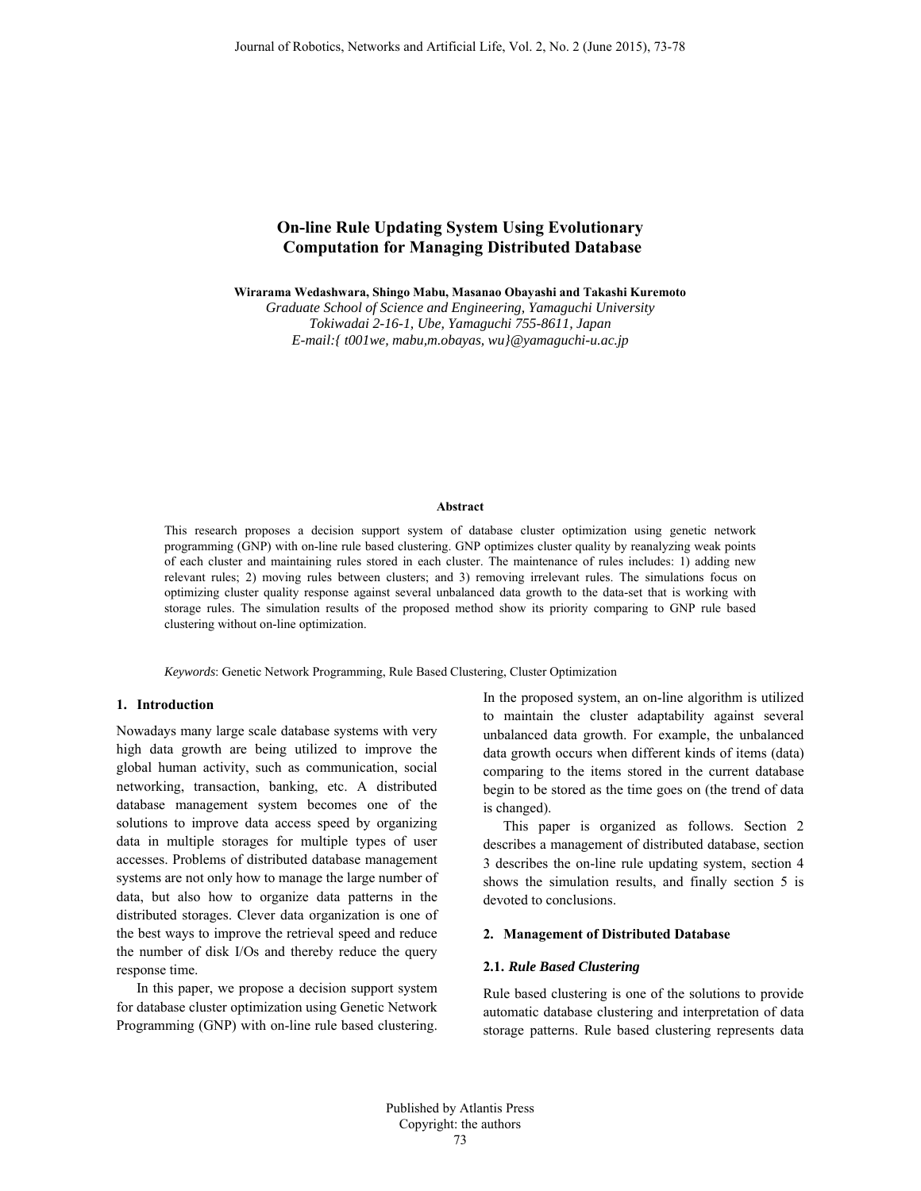# On-line Rule Updating System Using Evolutionary Computation for Managing Distributed Database

**Wirarama Wedashwara, Shingo Mabu, Masanao Obayashi and Takashi Kuremoto**

*Graduate School of Science and Engineering, Yamaguchi University*
*Tokiwadai 2-16-1, Ube, Yamaguchi 755-8611, Japan*
*E-mail:{ t001we, mabu,m.obayas, wu}@yamaguchi-u.ac.jp*

### Abstract

This research proposes a decision support system of database cluster optimization using genetic network programming (GNP) with on-line rule based clustering. GNP optimizes cluster quality by reanalyzing weak points of each cluster and maintaining rules stored in each cluster. The maintenance of rules includes: 1) adding new relevant rules; 2) moving rules between clusters; and 3) removing irrelevant rules. The simulations focus on optimizing cluster quality response against several unbalanced data growth to the data-set that is working with storage rules. The simulation results of the proposed method show its priority comparing to GNP rule based clustering without on-line optimization.

*Keywords*: Genetic Network Programming, Rule Based Clustering, Cluster Optimization

## 1. Introduction

Nowadays many large scale database systems with very high data growth are being utilized to improve the global human activity, such as communication, social networking, transaction, banking, etc. A distributed database management system becomes one of the solutions to improve data access speed by organizing data in multiple storages for multiple types of user accesses. Problems of distributed database management systems are not only how to manage the large number of data, but also how to organize data patterns in the distributed storages. Clever data organization is one of the best ways to improve the retrieval speed and reduce the number of disk I/Os and thereby reduce the query response time.

In this paper, we propose a decision support system for database cluster optimization using Genetic Network Programming (GNP) with on-line rule based clustering. In the proposed system, an on-line algorithm is utilized to maintain the cluster adaptability against several unbalanced data growth. For example, the unbalanced data growth occurs when different kinds of items (data) comparing to the items stored in the current database begin to be stored as the time goes on (the trend of data is changed).

This paper is organized as follows. Section 2 describes a management of distributed database, section 3 describes the on-line rule updating system, section 4 shows the simulation results, and finally section 5 is devoted to conclusions.

## 2. Management of Distributed Database

### 2.1. *Rule Based Clustering*

Rule based clustering is one of the solutions to provide automatic database clustering and interpretation of data storage patterns. Rule based clustering represents data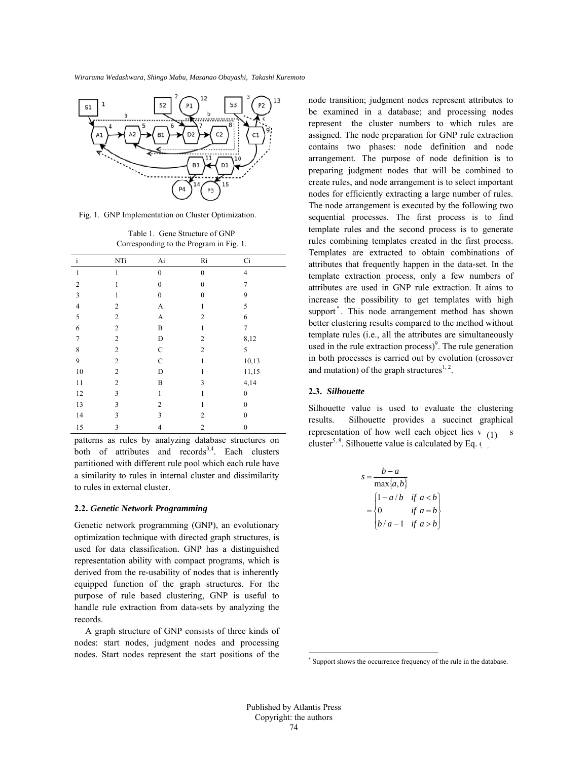Fig. 1. GNP Implementation on Cluster Optimization.

Table 1. Gene Structure of GNP Corresponding to the Program in Fig. 1.

| i | NTi | Ai | Ri | Ci |
|---|---|---|---|---|
| 1 | 1 | 0 | 0 | 4 |
| 2 | 1 | 0 | 0 | 7 |
| 3 | 1 | 0 | 0 | 9 |
| 4 | 2 | A | 1 | 5 |
| 5 | 2 | A | 2 | 6 |
| 6 | 2 | B | 1 | 7 |
| 7 | 2 | D | 2 | 8,12 |
| 8 | 2 | C | 2 | 5 |
| 9 | 2 | C | 1 | 10,13 |
| 10 | 2 | D | 1 | 11,15 |
| 11 | 2 | B | 3 | 4,14 |
| 12 | 3 | 1 | 1 | 0 |
| 13 | 3 | 2 | 1 | 0 |
| 14 | 3 | 3 | 2 | 0 |
| 15 | 3 | 4 | 2 | 0 |

patterns as rules by analyzing database structures on both of attributes and records[3,4]. Each clusters partitioned with different rule pool which each rule have a similarity to rules in internal cluster and dissimilarity to rules in external cluster.

### 2.2. *Genetic Network Programming*

Genetic network programming (GNP), an evolutionary optimization technique with directed graph structures, is used for data classification. GNP has a distinguished representation ability with compact programs, which is derived from the re-usability of nodes that is inherently equipped function of the graph structures. For the purpose of rule based clustering, GNP is useful to handle rule extraction from data-sets by analyzing the records.

A graph structure of GNP consists of three kinds of nodes: start nodes, judgment nodes and processing nodes. Start nodes represent the start positions of the node transition; judgment nodes represent attributes to be examined in a database; and processing nodes represent the cluster numbers to which rules are assigned. The node preparation for GNP rule extraction contains two phases: node definition and node arrangement. The purpose of node definition is to preparing judgment nodes that will be combined to create rules, and node arrangement is to select important nodes for efficiently extracting a large number of rules. The node arrangement is executed by the following two sequential processes. The first process is to find template rules and the second process is to generate rules combining templates created in the first process. Templates are extracted to obtain combinations of attributes that frequently happen in the data-set. In the template extraction process, only a few numbers of attributes are used in GNP rule extraction. It aims to increase the possibility to get templates with high support[*]. This node arrangement method has shown better clustering results compared to the method without template rules (i.e., all the attributes are simultaneously used in the rule extraction process)[9]. The rule generation in both processes is carried out by evolution (crossover and mutation) of the graph structures[1, 2].

### 2.3. *Silhouette*

Silhouette value is used to evaluate the clustering results. Silhouette provides a succinct graphical representation of how well each object lies within its cluster[5, 8]. Silhouette value is calculated by Eq. (1)

$$s = \frac{b-a}{\max\{a,b\}} = \begin{cases} 1 - a/b & if\ a < b \\ 0 & if\ a = b \\ b/a - 1 & if\ a > b \end{cases} \tag{1}$$

[*] Support shows the occurrence frequency of the rule in the database.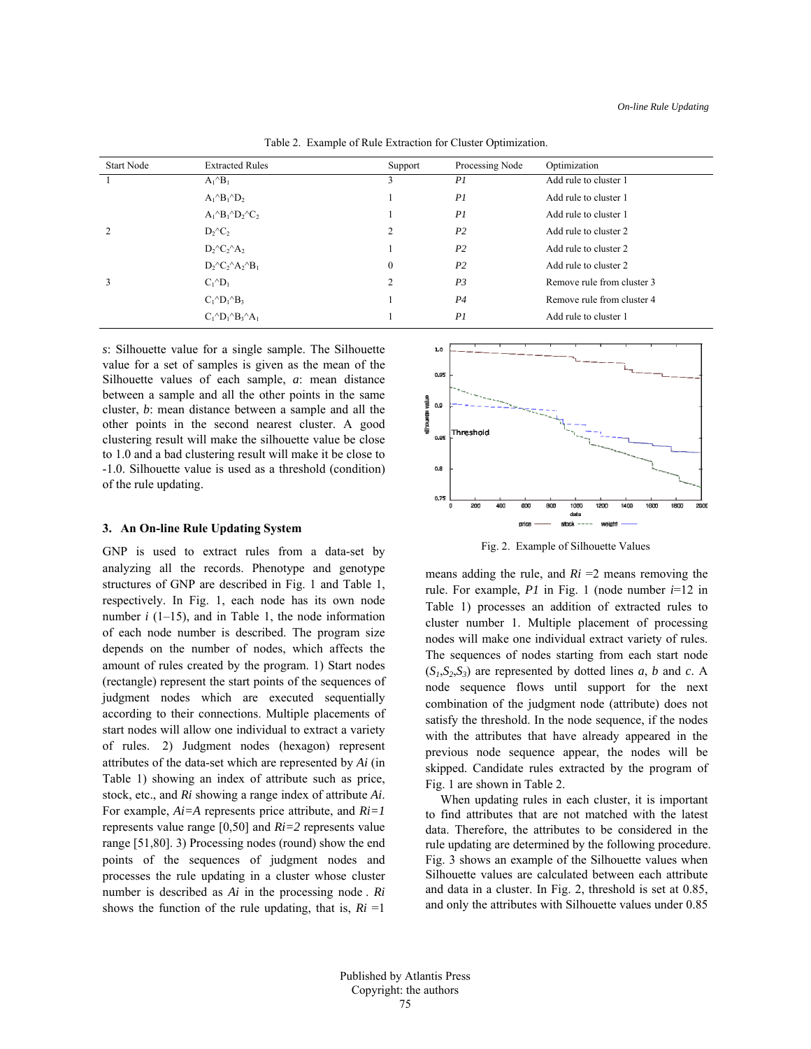Table 2. Example of Rule Extraction for Cluster Optimization.

| Start Node | Extracted Rules | Support | Processing Node | Optimization |
|---|---|---|---|---|
| 1 | $A_1$^$B_1$ | 3 | *P1* | Add rule to cluster 1 |
| | $A_1$^$B_1$^$D_2$ | 1 | *P1* | Add rule to cluster 1 |
| | $A_1$^$B_1$^$D_2$^$C_2$ | 1 | *P1* | Add rule to cluster 1 |
| 2 | $D_2$^$C_2$ | 2 | *P2* | Add rule to cluster 2 |
| | $D_2$^$C_2$^$A_2$ | 1 | *P2* | Add rule to cluster 2 |
| | $D_2$^$C_2$^$A_2$^$B_1$ | 0 | *P2* | Add rule to cluster 2 |
| 3 | $C_1$^$D_1$ | 2 | *P3* | Remove rule from cluster 3 |
| | $C_1$^$D_1$^$B_3$ | 1 | *P4* | Remove rule from cluster 4 |
| | $C_1$^$D_1$^$B_3$^$A_1$ | 1 | *P1* | Add rule to cluster 1 |

*s*: Silhouette value for a single sample. The Silhouette value for a set of samples is given as the mean of the Silhouette values of each sample, *a*: mean distance between a sample and all the other points in the same cluster, *b*: mean distance between a sample and all the other points in the second nearest cluster. A good clustering result will make the silhouette value be close to 1.0 and a bad clustering result will make it be close to -1.0. Silhouette value is used as a threshold (condition) of the rule updating.

Fig. 2. Example of Silhouette Values

## 3. An On-line Rule Updating System

GNP is used to extract rules from a data-set by analyzing all the records. Phenotype and genotype structures of GNP are described in Fig. 1 and Table 1, respectively. In Fig. 1, each node has its own node number *i* (1–15), and in Table 1, the node information of each node number is described. The program size depends on the number of nodes, which affects the amount of rules created by the program. 1) Start nodes (rectangle) represent the start points of the sequences of judgment nodes which are executed sequentially according to their connections. Multiple placements of start nodes will allow one individual to extract a variety of rules. 2) Judgment nodes (hexagon) represent attributes of the data-set which are represented by *Ai* (in Table 1) showing an index of attribute such as price, stock, etc., and *Ri* showing a range index of attribute *Ai*. For example, *Ai=A* represents price attribute, and *Ri=1* represents value range [0,50] and *Ri=2* represents value range [51,80]. 3) Processing nodes (round) show the end points of the sequences of judgment nodes and processes the rule updating in a cluster whose cluster number is described as *Ai* in the processing node . *Ri* shows the function of the rule updating, that is, *Ri* =1 means adding the rule, and *Ri* =2 means removing the rule. For example, *P1* in Fig. 1 (node number *i*=12 in Table 1) processes an addition of extracted rules to cluster number 1. Multiple placement of processing nodes will make one individual extract variety of rules. The sequences of nodes starting from each start node ($S_1$,$S_2$,$S_3$) are represented by dotted lines *a*, *b* and *c*. A node sequence flows until support for the next combination of the judgment node (attribute) does not satisfy the threshold. In the node sequence, if the nodes with the attributes that have already appeared in the previous node sequence appear, the nodes will be skipped. Candidate rules extracted by the program of Fig. 1 are shown in Table 2.

When updating rules in each cluster, it is important to find attributes that are not matched with the latest data. Therefore, the attributes to be considered in the rule updating are determined by the following procedure. Fig. 3 shows an example of the Silhouette values when Silhouette values are calculated between each attribute and data in a cluster. In Fig. 2, threshold is set at 0.85, and only the attributes with Silhouette values under 0.85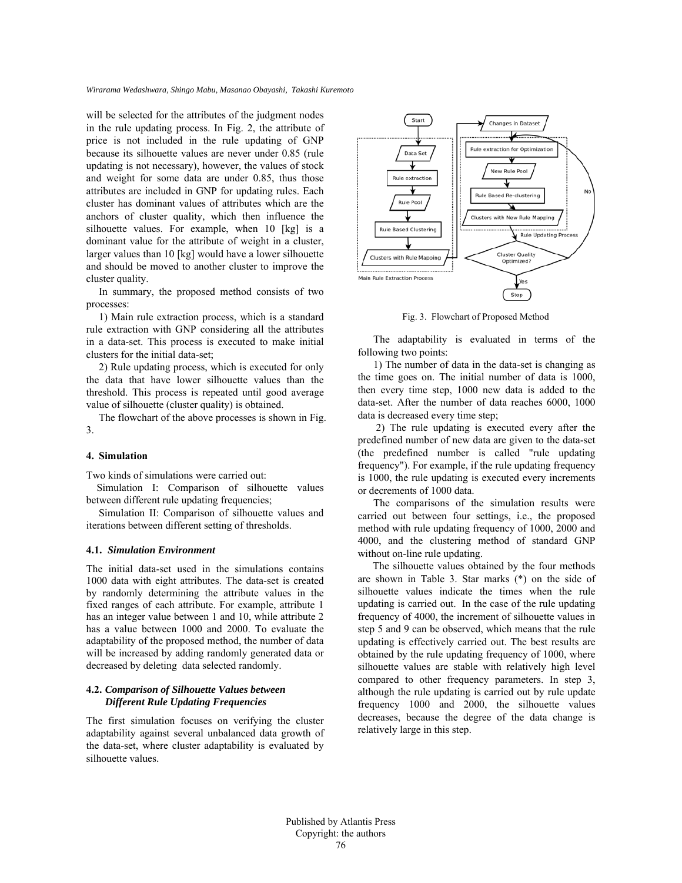will be selected for the attributes of the judgment nodes in the rule updating process. In Fig. 2, the attribute of price is not included in the rule updating of GNP because its silhouette values are never under 0.85 (rule updating is not necessary), however, the values of stock and weight for some data are under 0.85, thus those attributes are included in GNP for updating rules. Each cluster has dominant values of attributes which are the anchors of cluster quality, which then influence the silhouette values. For example, when 10 [kg] is a dominant value for the attribute of weight in a cluster, larger values than 10 [kg] would have a lower silhouette and should be moved to another cluster to improve the cluster quality.

In summary, the proposed method consists of two processes:

1) Main rule extraction process, which is a standard rule extraction with GNP considering all the attributes in a data-set. This process is executed to make initial clusters for the initial data-set;

2) Rule updating process, which is executed for only the data that have lower silhouette values than the threshold. This process is repeated until good average value of silhouette (cluster quality) is obtained.

The flowchart of the above processes is shown in Fig. 3.

Fig. 3. Flowchart of Proposed Method

## 4. Simulation

Two kinds of simulations were carried out:

Simulation I: Comparison of silhouette values between different rule updating frequencies;

Simulation II: Comparison of silhouette values and iterations between different setting of thresholds.

### 4.1. *Simulation Environment*

The initial data-set used in the simulations contains 1000 data with eight attributes. The data-set is created by randomly determining the attribute values in the fixed ranges of each attribute. For example, attribute 1 has an integer value between 1 and 10, while attribute 2 has a value between 1000 and 2000. To evaluate the adaptability of the proposed method, the number of data will be increased by adding randomly generated data or decreased by deleting data selected randomly.

### 4.2. *Comparison of Silhouette Values between Different Rule Updating Frequencies*

The first simulation focuses on verifying the cluster adaptability against several unbalanced data growth of the data-set, where cluster adaptability is evaluated by silhouette values.

The adaptability is evaluated in terms of the following two points:

1) The number of data in the data-set is changing as the time goes on. The initial number of data is 1000, then every time step, 1000 new data is added to the data-set. After the number of data reaches 6000, 1000 data is decreased every time step;

2) The rule updating is executed every after the predefined number of new data are given to the data-set (the predefined number is called "rule updating frequency"). For example, if the rule updating frequency is 1000, the rule updating is executed every increments or decrements of 1000 data.

The comparisons of the simulation results were carried out between four settings, i.e., the proposed method with rule updating frequency of 1000, 2000 and 4000, and the clustering method of standard GNP without on-line rule updating.

The silhouette values obtained by the four methods are shown in Table 3. Star marks (*) on the side of silhouette values indicate the times when the rule updating is carried out. In the case of the rule updating frequency of 4000, the increment of silhouette values in step 5 and 9 can be observed, which means that the rule updating is effectively carried out. The best results are obtained by the rule updating frequency of 1000, where silhouette values are stable with relatively high level compared to other frequency parameters. In step 3, although the rule updating is carried out by rule update frequency 1000 and 2000, the silhouette values decreases, because the degree of the data change is relatively large in this step.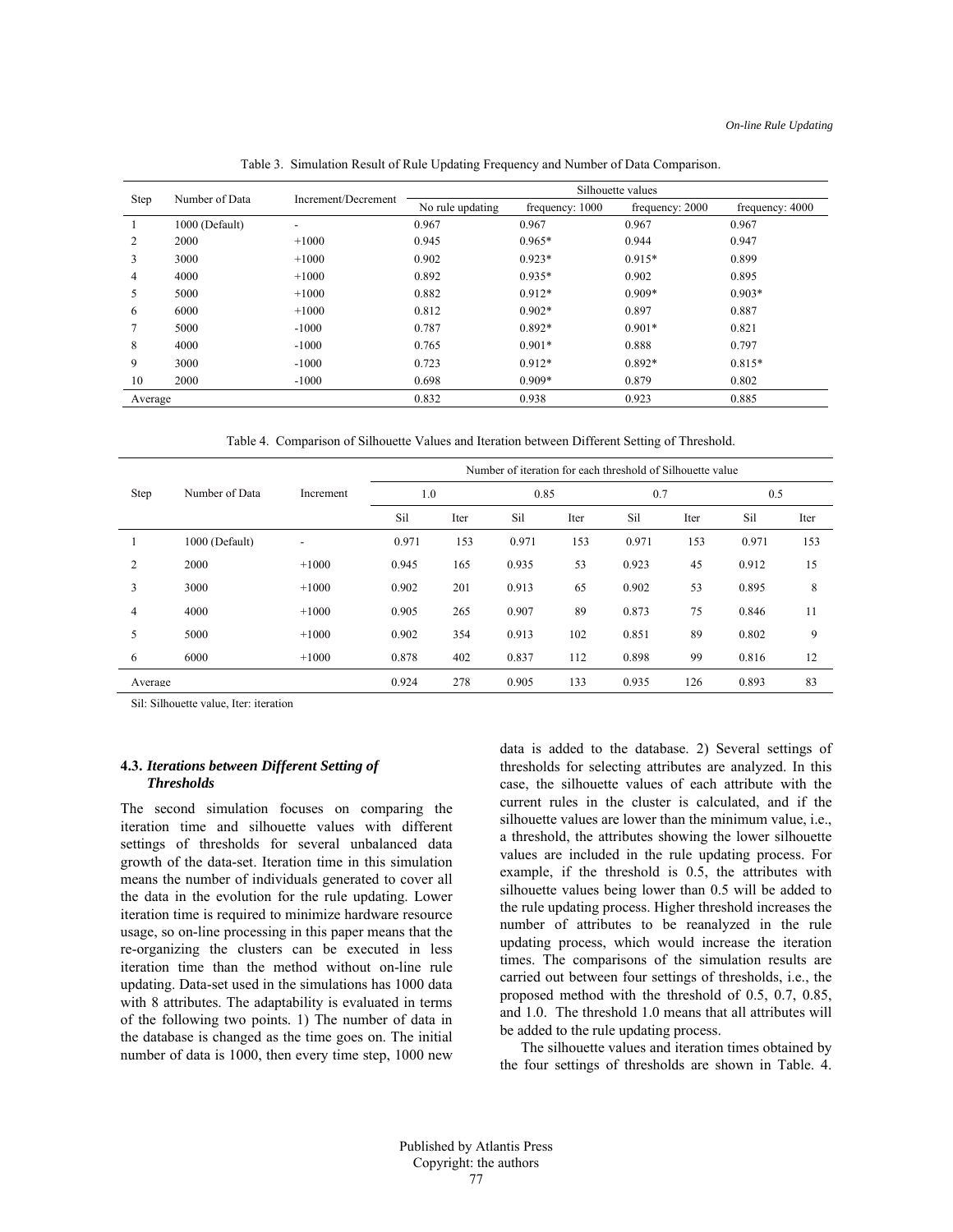Table 3. Simulation Result of Rule Updating Frequency and Number of Data Comparison.

| Step | Number of Data | Increment/Decrement | Silhouette values | | | |
|---|---|---|---|---|---|---|
| | | | No rule updating | frequency: 1000 | frequency: 2000 | frequency: 4000 |
| 1 | 1000 (Default) | - | 0.967 | 0.967 | 0.967 | 0.967 |
| 2 | 2000 | +1000 | 0.945 | 0.965* | 0.944 | 0.947 |
| 3 | 3000 | +1000 | 0.902 | 0.923* | 0.915* | 0.899 |
| 4 | 4000 | +1000 | 0.892 | 0.935* | 0.902 | 0.895 |
| 5 | 5000 | +1000 | 0.882 | 0.912* | 0.909* | 0.903* |
| 6 | 6000 | +1000 | 0.812 | 0.902* | 0.897 | 0.887 |
| 7 | 5000 | -1000 | 0.787 | 0.892* | 0.901* | 0.821 |
| 8 | 4000 | -1000 | 0.765 | 0.901* | 0.888 | 0.797 |
| 9 | 3000 | -1000 | 0.723 | 0.912* | 0.892* | 0.815* |
| 10 | 2000 | -1000 | 0.698 | 0.909* | 0.879 | 0.802 |
| Average | | | 0.832 | 0.938 | 0.923 | 0.885 |

Table 4. Comparison of Silhouette Values and Iteration between Different Setting of Threshold.

| Step | Number of Data | Increment | Number of iteration for each threshold of Silhouette value | | | | | | | |
|---|---|---|---|---|---|---|---|---|---|---|
| | | | 1.0 | | 0.85 | | 0.7 | | 0.5 | |
| | | | Sil | Iter | Sil | Iter | Sil | Iter | Sil | Iter |
| 1 | 1000 (Default) | - | 0.971 | 153 | 0.971 | 153 | 0.971 | 153 | 0.971 | 153 |
| 2 | 2000 | +1000 | 0.945 | 165 | 0.935 | 53 | 0.923 | 45 | 0.912 | 15 |
| 3 | 3000 | +1000 | 0.902 | 201 | 0.913 | 65 | 0.902 | 53 | 0.895 | 8 |
| 4 | 4000 | +1000 | 0.905 | 265 | 0.907 | 89 | 0.873 | 75 | 0.846 | 11 |
| 5 | 5000 | +1000 | 0.902 | 354 | 0.913 | 102 | 0.851 | 89 | 0.802 | 9 |
| 6 | 6000 | +1000 | 0.878 | 402 | 0.837 | 112 | 0.898 | 99 | 0.816 | 12 |
| Average | | | 0.924 | 278 | 0.905 | 133 | 0.935 | 126 | 0.893 | 83 |

Sil: Silhouette value, Iter: iteration

### 4.3. *Iterations between Different Setting of Thresholds*

The second simulation focuses on comparing the iteration time and silhouette values with different settings of thresholds for several unbalanced data growth of the data-set. Iteration time in this simulation means the number of individuals generated to cover all the data in the evolution for the rule updating. Lower iteration time is required to minimize hardware resource usage, so on-line processing in this paper means that the re-organizing the clusters can be executed in less iteration time than the method without on-line rule updating. Data-set used in the simulations has 1000 data with 8 attributes. The adaptability is evaluated in terms of the following two points. 1) The number of data in the database is changed as the time goes on. The initial number of data is 1000, then every time step, 1000 new data is added to the database. 2) Several settings of thresholds for selecting attributes are analyzed. In this case, the silhouette values of each attribute with the current rules in the cluster is calculated, and if the silhouette values are lower than the minimum value, i.e., a threshold, the attributes showing the lower silhouette values are included in the rule updating process. For example, if the threshold is 0.5, the attributes with silhouette values being lower than 0.5 will be added to the rule updating process. Higher threshold increases the number of attributes to be reanalyzed in the rule updating process, which would increase the iteration times. The comparisons of the simulation results are carried out between four settings of thresholds, i.e., the proposed method with the threshold of 0.5, 0.7, 0.85, and 1.0. The threshold 1.0 means that all attributes will be added to the rule updating process.

The silhouette values and iteration times obtained by the four settings of thresholds are shown in Table. 4.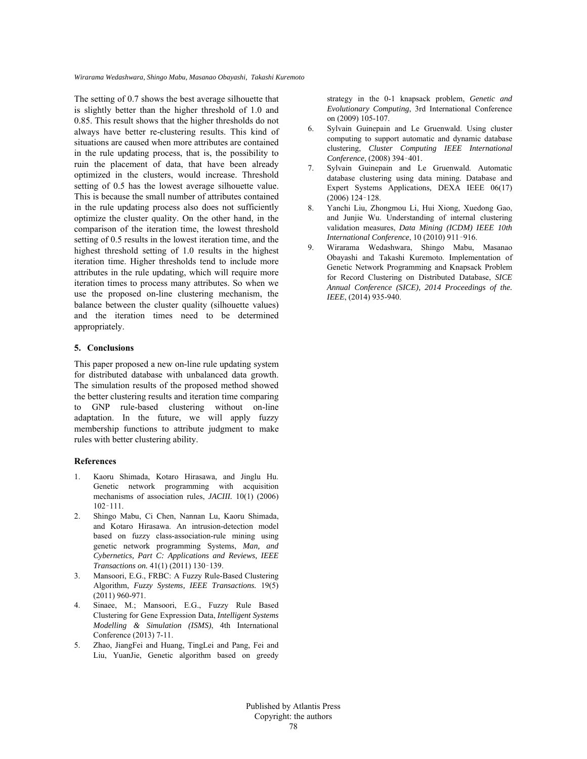The setting of 0.7 shows the best average silhouette that is slightly better than the higher threshold of 1.0 and 0.85. This result shows that the higher thresholds do not always have better re-clustering results. This kind of situations are caused when more attributes are contained in the rule updating process, that is, the possibility to ruin the placement of data, that have been already optimized in the clusters, would increase. Threshold setting of 0.5 has the lowest average silhouette value. This is because the small number of attributes contained in the rule updating process also does not sufficiently optimize the cluster quality. On the other hand, in the comparison of the iteration time, the lowest threshold setting of 0.5 results in the lowest iteration time, and the highest threshold setting of 1.0 results in the highest iteration time. Higher thresholds tend to include more attributes in the rule updating, which will require more iteration times to process many attributes. So when we use the proposed on-line clustering mechanism, the balance between the cluster quality (silhouette values) and the iteration times need to be determined appropriately.

## 5. Conclusions

This paper proposed a new on-line rule updating system for distributed database with unbalanced data growth. The simulation results of the proposed method showed the better clustering results and iteration time comparing to GNP rule-based clustering without on-line adaptation. In the future, we will apply fuzzy membership functions to attribute judgment to make rules with better clustering ability.

## References

1. Kaoru Shimada, Kotaro Hirasawa, and Jinglu Hu. Genetic network programming with acquisition mechanisms of association rules, *JACIII.* 10(1) (2006) 102–111.
2. Shingo Mabu, Ci Chen, Nannan Lu, Kaoru Shimada, and Kotaro Hirasawa. An intrusion-detection model based on fuzzy class-association-rule mining using genetic network programming Systems, *Man, and Cybernetics, Part C: Applications and Reviews, IEEE Transactions on.* 41(1) (2011) 130–139.
3. Mansoori, E.G., FRBC: A Fuzzy Rule-Based Clustering Algorithm, *Fuzzy Systems, IEEE Transactions.* 19(5) (2011) 960-971.
4. Sinaee, M.; Mansoori, E.G., Fuzzy Rule Based Clustering for Gene Expression Data, *Intelligent Systems Modelling & Simulation (ISMS)*, 4th International Conference (2013) 7-11.
5. Zhao, JiangFei and Huang, TingLei and Pang, Fei and Liu, YuanJie, Genetic algorithm based on greedy strategy in the 0-1 knapsack problem, *Genetic and Evolutionary Computing*, 3rd International Conference on (2009) 105-107.
6. Sylvain Guinepain and Le Gruenwald. Using cluster computing to support automatic and dynamic database clustering, *Cluster Computing IEEE International Conference*, (2008) 394–401.
7. Sylvain Guinepain and Le Gruenwald. Automatic database clustering using data mining. Database and Expert Systems Applications, DEXA IEEE 06(17) (2006) 124–128.
8. Yanchi Liu, Zhongmou Li, Hui Xiong, Xuedong Gao, and Junjie Wu. Understanding of internal clustering validation measures, *Data Mining (ICDM) IEEE 10th International Conference*, 10 (2010) 911–916.
9. Wirarama Wedashwara, Shingo Mabu, Masanao Obayashi and Takashi Kuremoto. Implementation of Genetic Network Programming and Knapsack Problem for Record Clustering on Distributed Database, *SICE Annual Conference (SICE), 2014 Proceedings of the. IEEE*, (2014) 935-940.